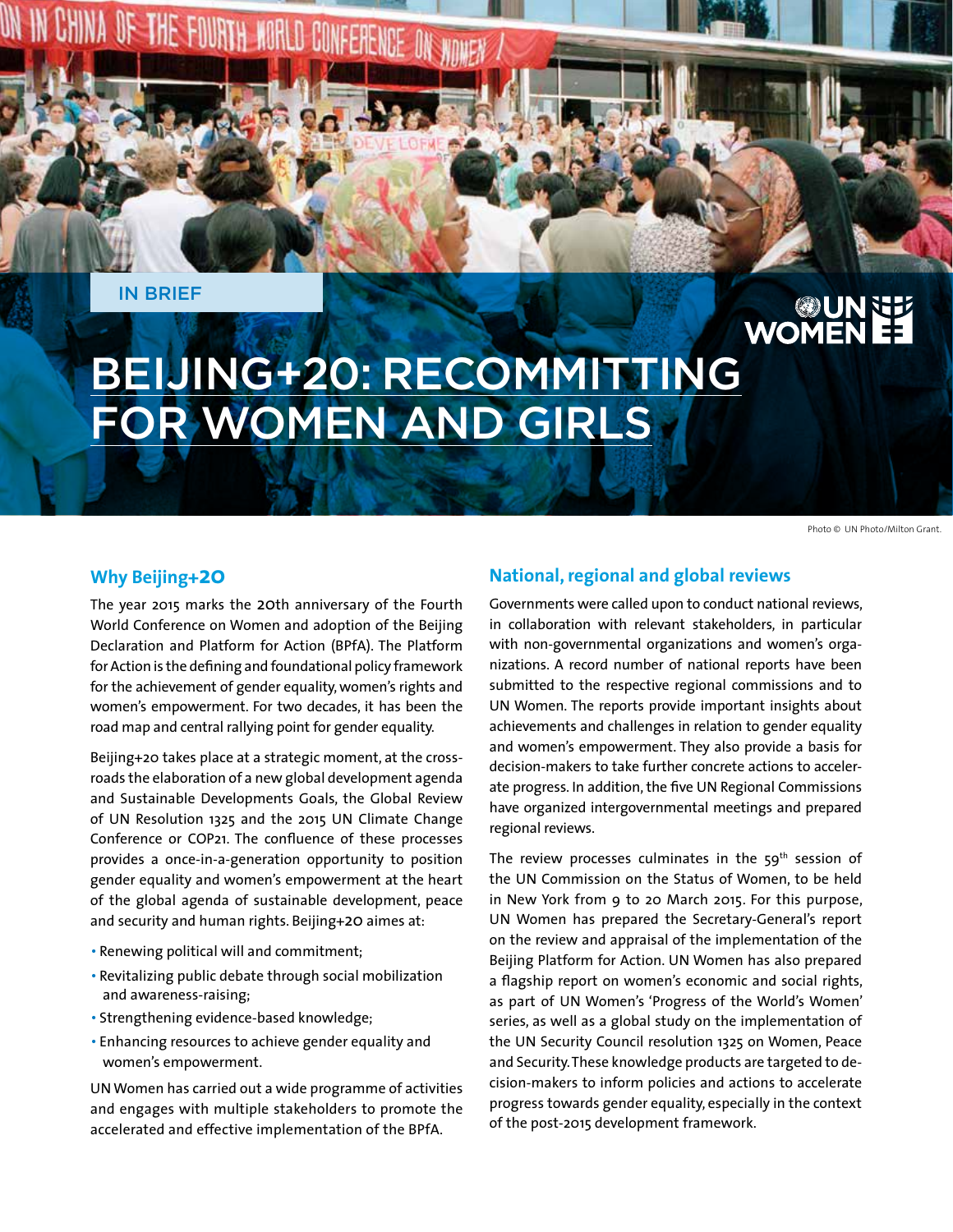IN BRIEF

# BEIJING+20: RECOMMITTING FOR WOMEN AND GIRLS

Photo © UN Photo/Milton Grant.

## Why Beijing+20

The year 2015 marks the 20th anniversary of the Fourth World Conference on Women and adoption of the Beijing Declaration and Platform for Action (BPfA). The Platform for Action is the defining and foundational policy framework for the achievement of gender equality, women's rights and women's empowerment. For two decades, it has been the road map and central rallying point for gender equality.

Beijing+20 takes place at a strategic moment, at the cross-roads the elaboration of a new global development agenda and Sustainable Developments Goals, the Global Review of UN Resolution 1325 and the 2015 UN Climate Change Conference or COP21. The confluence of these processes provides a once-in-a-generation opportunity to position gender equality and women's empowerment at the heart of the global agenda of sustainable development, peace and security and human rights. Beijing+20 aimes at:

- Renewing political will and commitment;
- Revitalizing public debate through social mobilization and awareness-raising;
- Strengthening evidence-based knowledge;
- Enhancing resources to achieve gender equality and women's empowerment.

UN Women has carried out a wide programme of activities and engages with multiple stakeholders to promote the accelerated and effective implementation of the BPfA.

## National, regional and global reviews

Governments were called upon to conduct national reviews, in collaboration with relevant stakeholders, in particular with non-governmental organizations and women's organizations. A record number of national reports have been submitted to the respective regional commissions and to UN Women. The reports provide important insights about achievements and challenges in relation to gender equality and women's empowerment. They also provide a basis for decision-makers to take further concrete actions to accelerate progress. In addition, the five UN Regional Commissions have organized intergovernmental meetings and prepared regional reviews.

The review processes culminates in the 59th session of the UN Commission on the Status of Women, to be held in New York from 9 to 20 March 2015. For this purpose, UN Women has prepared the Secretary-General's report on the review and appraisal of the implementation of the Beijing Platform for Action. UN Women has also prepared a flagship report on women's economic and social rights, as part of UN Women's 'Progress of the World's Women' series, as well as a global study on the implementation of the UN Security Council resolution 1325 on Women, Peace and Security. These knowledge products are targeted to decision-makers to inform policies and actions to accelerate progress towards gender equality, especially in the context of the post-2015 development framework.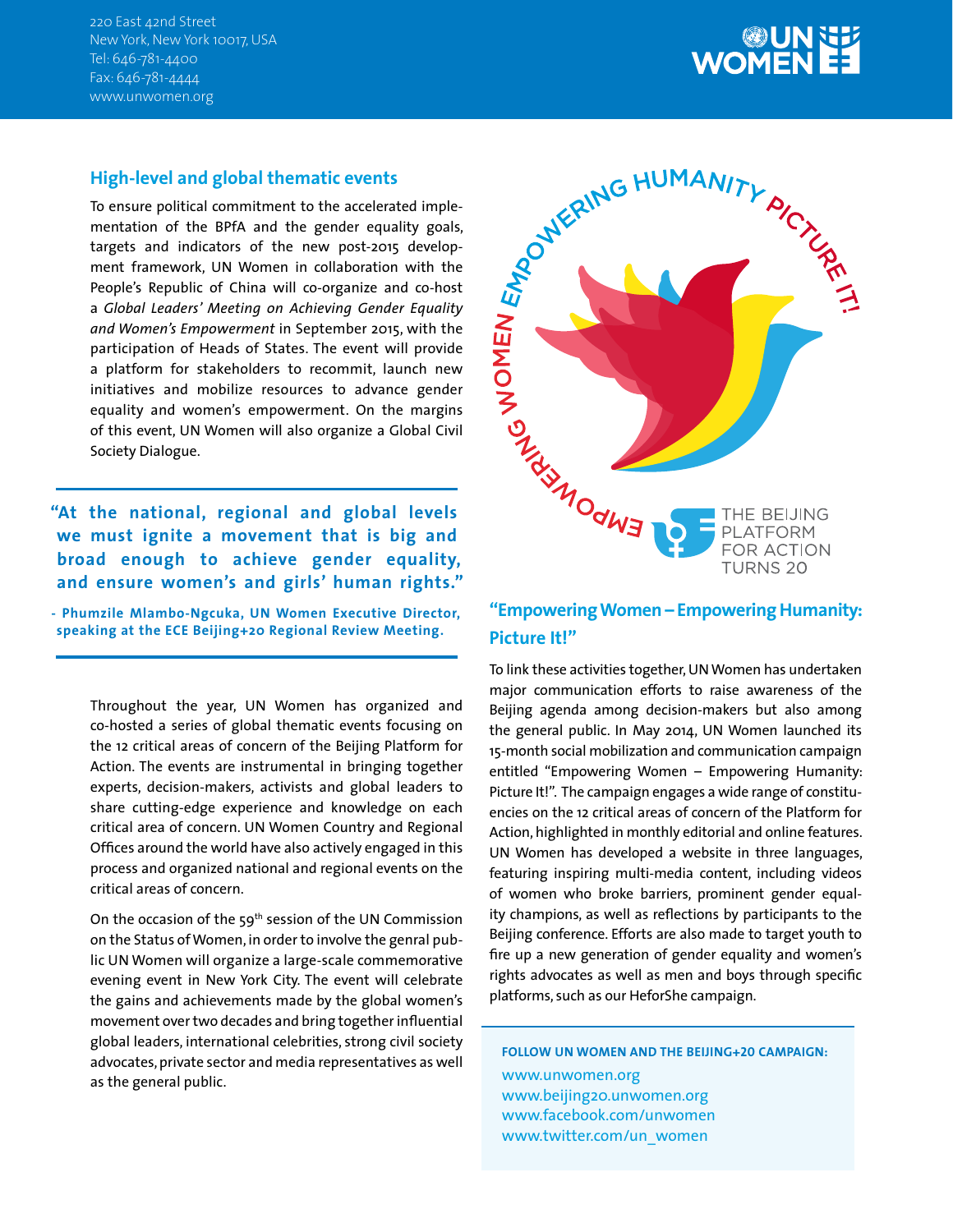220 East 42nd Street
New York, New York 10017, USA
Tel: 646-781-4400
Fax: 646-781-4444
www.unwomen.org

## High-level and global thematic events

To ensure political commitment to the accelerated implementation of the BPfA and the gender equality goals, targets and indicators of the new post-2015 development framework, UN Women in collaboration with the People's Republic of China will co-organize and co-host a *Global Leaders' Meeting on Achieving Gender Equality and Women's Empowerment* in September 2015, with the participation of Heads of States. The event will provide a platform for stakeholders to recommit, launch new initiatives and mobilize resources to advance gender equality and women's empowerment. On the margins of this event, UN Women will also organize a Global Civil Society Dialogue.

> **"At the national, regional and global levels we must ignite a movement that is big and broad enough to achieve gender equality, and ensure women's and girls' human rights."**
>
> **- Phumzile Mlambo-Ngcuka, UN Women Executive Director, speaking at the ECE Beijing+20 Regional Review Meeting.**

Throughout the year, UN Women has organized and co-hosted a series of global thematic events focusing on the 12 critical areas of concern of the Beijing Platform for Action. The events are instrumental in bringing together experts, decision-makers, activists and global leaders to share cutting-edge experience and knowledge on each critical area of concern. UN Women Country and Regional Offices around the world have also actively engaged in this process and organized national and regional events on the critical areas of concern.

On the occasion of the 59th session of the UN Commission on the Status of Women, in order to involve the genral public UN Women will organize a large-scale commemorative evening event in New York City. The event will celebrate the gains and achievements made by the global women's movement over two decades and bring together influential global leaders, international celebrities, strong civil society advocates, private sector and media representatives as well as the general public.

EMPOWERING WOMEN EMPOWERING HUMANITY PICTURE IT!

THE BEIJING PLATFORM FOR ACTION TURNS 20

## "Empowering Women – Empowering Humanity: Picture It!"

To link these activities together, UN Women has undertaken major communication efforts to raise awareness of the Beijing agenda among decision-makers but also among the general public. In May 2014, UN Women launched its 15-month social mobilization and communication campaign entitled "Empowering Women – Empowering Humanity: Picture It!". The campaign engages a wide range of constituencies on the 12 critical areas of concern of the Platform for Action, highlighted in monthly editorial and online features. UN Women has developed a website in three languages, featuring inspiring multi-media content, including videos of women who broke barriers, prominent gender equality champions, as well as reflections by participants to the Beijing conference. Efforts are also made to target youth to fire up a new generation of gender equality and women's rights advocates as well as men and boys through specific platforms, such as our HeforShe campaign.

**FOLLOW UN WOMEN AND THE BEIJING+20 CAMPAIGN:**

www.unwomen.org
www.beijing20.unwomen.org
www.facebook.com/unwomen
www.twitter.com/un_women